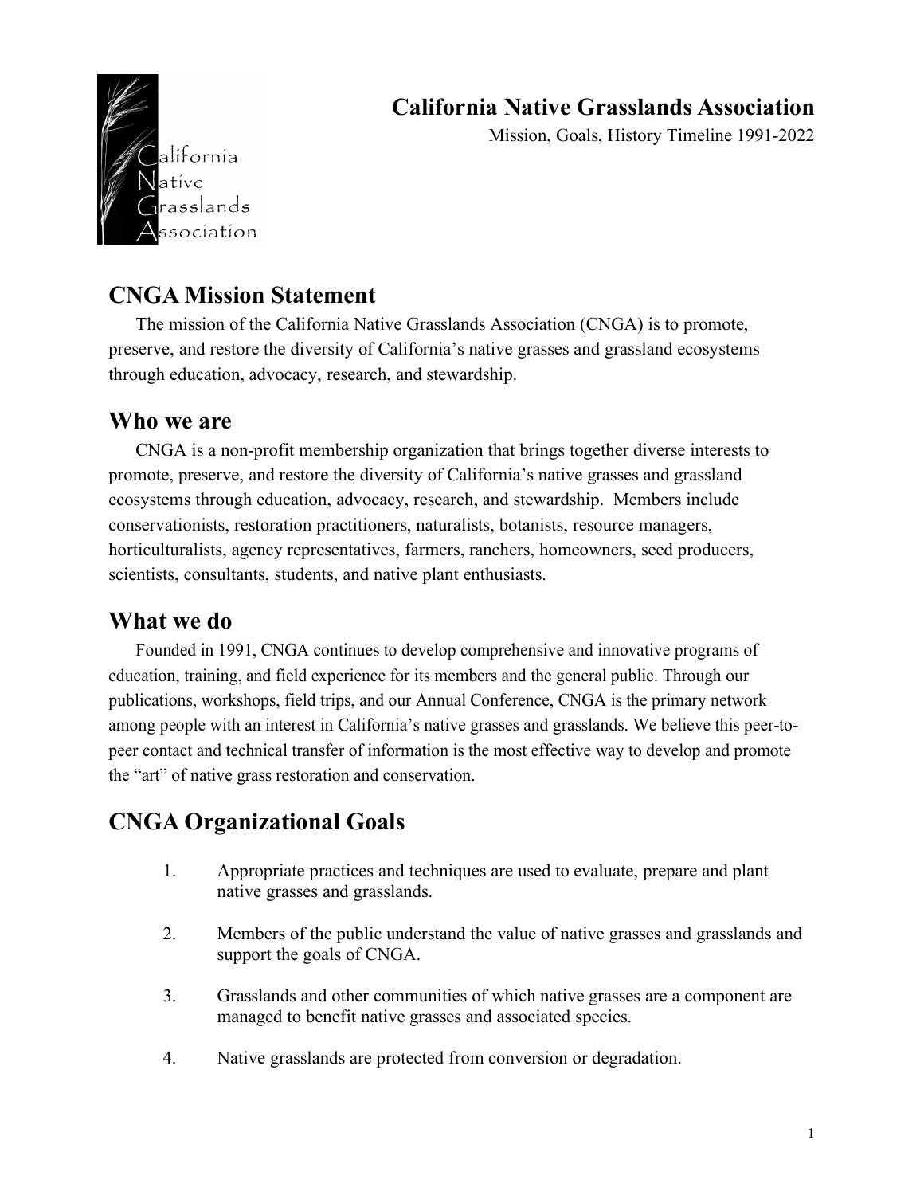# California Native Grasslands Association

Mission, Goals, History Timeline 1991-2022

## CNGA Mission Statement

The mission of the California Native Grasslands Association (CNGA) is to promote, preserve, and restore the diversity of California's native grasses and grassland ecosystems through education, advocacy, research, and stewardship.

## Who we are

CNGA is a non-profit membership organization that brings together diverse interests to promote, preserve, and restore the diversity of California's native grasses and grassland ecosystems through education, advocacy, research, and stewardship. Members include conservationists, restoration practitioners, naturalists, botanists, resource managers, horticulturalists, agency representatives, farmers, ranchers, homeowners, seed producers, scientists, consultants, students, and native plant enthusiasts.

## What we do

Founded in 1991, CNGA continues to develop comprehensive and innovative programs of education, training, and field experience for its members and the general public. Through our publications, workshops, field trips, and our Annual Conference, CNGA is the primary network among people with an interest in California's native grasses and grasslands. We believe this peer-to-peer contact and technical transfer of information is the most effective way to develop and promote the "art" of native grass restoration and conservation.

## CNGA Organizational Goals

1. Appropriate practices and techniques are used to evaluate, prepare and plant native grasses and grasslands.
2. Members of the public understand the value of native grasses and grasslands and support the goals of CNGA.
3. Grasslands and other communities of which native grasses are a component are managed to benefit native grasses and associated species.
4. Native grasslands are protected from conversion or degradation.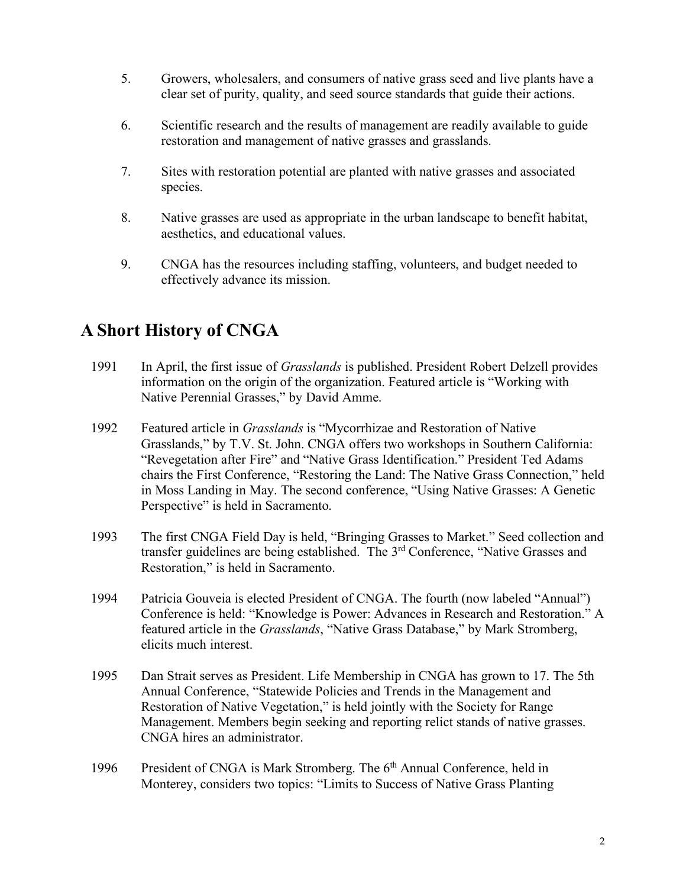5. Growers, wholesalers, and consumers of native grass seed and live plants have a clear set of purity, quality, and seed source standards that guide their actions.

6. Scientific research and the results of management are readily available to guide restoration and management of native grasses and grasslands.

7. Sites with restoration potential are planted with native grasses and associated species.

8. Native grasses are used as appropriate in the urban landscape to benefit habitat, aesthetics, and educational values.

9. CNGA has the resources including staffing, volunteers, and budget needed to effectively advance its mission.

## A Short History of CNGA

1991 In April, the first issue of *Grasslands* is published. President Robert Delzell provides information on the origin of the organization. Featured article is "Working with Native Perennial Grasses," by David Amme.

1992 Featured article in *Grasslands* is "Mycorrhizae and Restoration of Native Grasslands," by T.V. St. John. CNGA offers two workshops in Southern California: "Revegetation after Fire" and "Native Grass Identification." President Ted Adams chairs the First Conference, "Restoring the Land: The Native Grass Connection," held in Moss Landing in May. The second conference, "Using Native Grasses: A Genetic Perspective" is held in Sacramento.

1993 The first CNGA Field Day is held, "Bringing Grasses to Market." Seed collection and transfer guidelines are being established. The 3rd Conference, "Native Grasses and Restoration," is held in Sacramento.

1994 Patricia Gouveia is elected President of CNGA. The fourth (now labeled "Annual") Conference is held: "Knowledge is Power: Advances in Research and Restoration." A featured article in the *Grasslands*, "Native Grass Database," by Mark Stromberg, elicits much interest.

1995 Dan Strait serves as President. Life Membership in CNGA has grown to 17. The 5th Annual Conference, "Statewide Policies and Trends in the Management and Restoration of Native Vegetation," is held jointly with the Society for Range Management. Members begin seeking and reporting relict stands of native grasses. CNGA hires an administrator.

1996 President of CNGA is Mark Stromberg. The 6th Annual Conference, held in Monterey, considers two topics: "Limits to Success of Native Grass Planting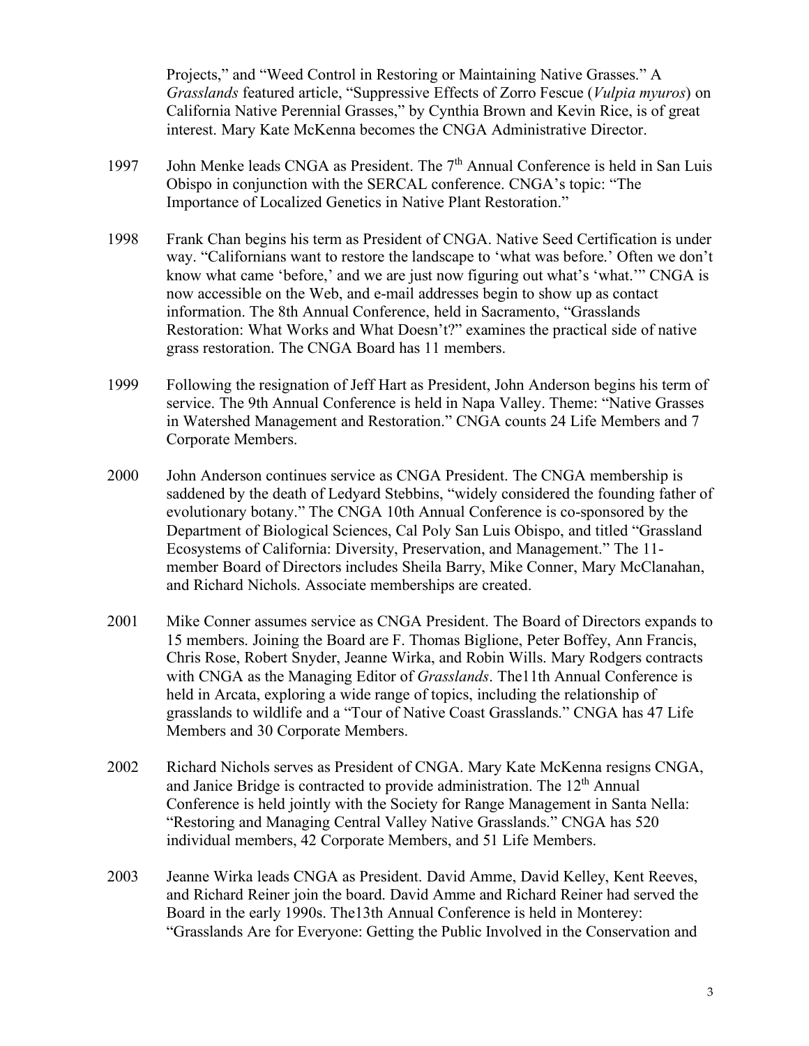Projects," and "Weed Control in Restoring or Maintaining Native Grasses." A *Grasslands* featured article, "Suppressive Effects of Zorro Fescue (*Vulpia myuros*) on California Native Perennial Grasses," by Cynthia Brown and Kevin Rice, is of great interest. Mary Kate McKenna becomes the CNGA Administrative Director.

1997 John Menke leads CNGA as President. The 7th Annual Conference is held in San Luis Obispo in conjunction with the SERCAL conference. CNGA's topic: "The Importance of Localized Genetics in Native Plant Restoration."

1998 Frank Chan begins his term as President of CNGA. Native Seed Certification is under way. "Californians want to restore the landscape to 'what was before.' Often we don't know what came 'before,' and we are just now figuring out what's 'what.'" CNGA is now accessible on the Web, and e-mail addresses begin to show up as contact information. The 8th Annual Conference, held in Sacramento, "Grasslands Restoration: What Works and What Doesn't?" examines the practical side of native grass restoration. The CNGA Board has 11 members.

1999 Following the resignation of Jeff Hart as President, John Anderson begins his term of service. The 9th Annual Conference is held in Napa Valley. Theme: "Native Grasses in Watershed Management and Restoration." CNGA counts 24 Life Members and 7 Corporate Members.

2000 John Anderson continues service as CNGA President. The CNGA membership is saddened by the death of Ledyard Stebbins, "widely considered the founding father of evolutionary botany." The CNGA 10th Annual Conference is co-sponsored by the Department of Biological Sciences, Cal Poly San Luis Obispo, and titled "Grassland Ecosystems of California: Diversity, Preservation, and Management." The 11-member Board of Directors includes Sheila Barry, Mike Conner, Mary McClanahan, and Richard Nichols. Associate memberships are created.

2001 Mike Conner assumes service as CNGA President. The Board of Directors expands to 15 members. Joining the Board are F. Thomas Biglione, Peter Boffey, Ann Francis, Chris Rose, Robert Snyder, Jeanne Wirka, and Robin Wills. Mary Rodgers contracts with CNGA as the Managing Editor of *Grasslands*. The11th Annual Conference is held in Arcata, exploring a wide range of topics, including the relationship of grasslands to wildlife and a "Tour of Native Coast Grasslands." CNGA has 47 Life Members and 30 Corporate Members.

2002 Richard Nichols serves as President of CNGA. Mary Kate McKenna resigns CNGA, and Janice Bridge is contracted to provide administration. The 12th Annual Conference is held jointly with the Society for Range Management in Santa Nella: "Restoring and Managing Central Valley Native Grasslands." CNGA has 520 individual members, 42 Corporate Members, and 51 Life Members.

2003 Jeanne Wirka leads CNGA as President. David Amme, David Kelley, Kent Reeves, and Richard Reiner join the board. David Amme and Richard Reiner had served the Board in the early 1990s. The13th Annual Conference is held in Monterey: "Grasslands Are for Everyone: Getting the Public Involved in the Conservation and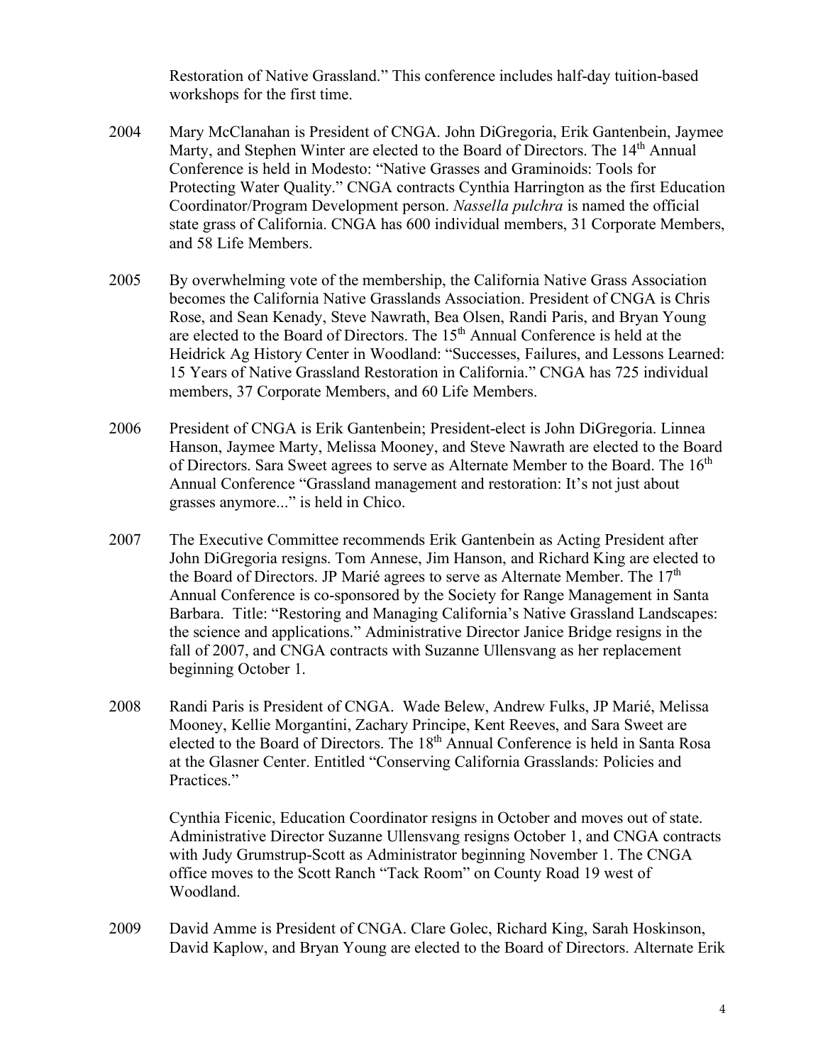Restoration of Native Grassland." This conference includes half-day tuition-based workshops for the first time.

2004 Mary McClanahan is President of CNGA. John DiGregoria, Erik Gantenbein, Jaymee Marty, and Stephen Winter are elected to the Board of Directors. The 14th Annual Conference is held in Modesto: "Native Grasses and Graminoids: Tools for Protecting Water Quality." CNGA contracts Cynthia Harrington as the first Education Coordinator/Program Development person. *Nassella pulchra* is named the official state grass of California. CNGA has 600 individual members, 31 Corporate Members, and 58 Life Members.

2005 By overwhelming vote of the membership, the California Native Grass Association becomes the California Native Grasslands Association. President of CNGA is Chris Rose, and Sean Kenady, Steve Nawrath, Bea Olsen, Randi Paris, and Bryan Young are elected to the Board of Directors. The 15th Annual Conference is held at the Heidrick Ag History Center in Woodland: "Successes, Failures, and Lessons Learned: 15 Years of Native Grassland Restoration in California." CNGA has 725 individual members, 37 Corporate Members, and 60 Life Members.

2006 President of CNGA is Erik Gantenbein; President-elect is John DiGregoria. Linnea Hanson, Jaymee Marty, Melissa Mooney, and Steve Nawrath are elected to the Board of Directors. Sara Sweet agrees to serve as Alternate Member to the Board. The 16th Annual Conference "Grassland management and restoration: It's not just about grasses anymore..." is held in Chico.

2007 The Executive Committee recommends Erik Gantenbein as Acting President after John DiGregoria resigns. Tom Annese, Jim Hanson, and Richard King are elected to the Board of Directors. JP Marié agrees to serve as Alternate Member. The 17th Annual Conference is co-sponsored by the Society for Range Management in Santa Barbara. Title: "Restoring and Managing California's Native Grassland Landscapes: the science and applications." Administrative Director Janice Bridge resigns in the fall of 2007, and CNGA contracts with Suzanne Ullensvang as her replacement beginning October 1.

2008 Randi Paris is President of CNGA. Wade Belew, Andrew Fulks, JP Marié, Melissa Mooney, Kellie Morgantini, Zachary Principe, Kent Reeves, and Sara Sweet are elected to the Board of Directors. The 18th Annual Conference is held in Santa Rosa at the Glasner Center. Entitled "Conserving California Grasslands: Policies and Practices."

Cynthia Ficenic, Education Coordinator resigns in October and moves out of state. Administrative Director Suzanne Ullensvang resigns October 1, and CNGA contracts with Judy Grumstrup-Scott as Administrator beginning November 1. The CNGA office moves to the Scott Ranch "Tack Room" on County Road 19 west of Woodland.

2009 David Amme is President of CNGA. Clare Golec, Richard King, Sarah Hoskinson, David Kaplow, and Bryan Young are elected to the Board of Directors. Alternate Erik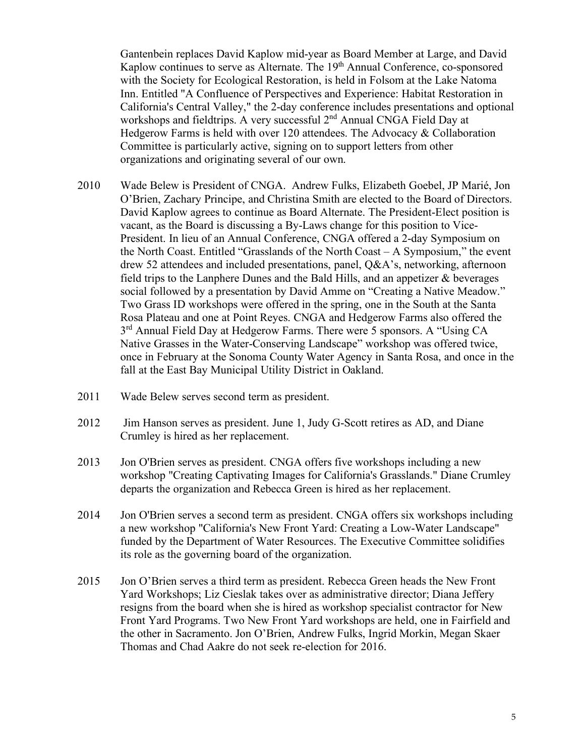Gantenbein replaces David Kaplow mid-year as Board Member at Large, and David Kaplow continues to serve as Alternate. The 19th Annual Conference, co-sponsored with the Society for Ecological Restoration, is held in Folsom at the Lake Natoma Inn. Entitled "A Confluence of Perspectives and Experience: Habitat Restoration in California's Central Valley," the 2-day conference includes presentations and optional workshops and fieldtrips. A very successful 2nd Annual CNGA Field Day at Hedgerow Farms is held with over 120 attendees. The Advocacy & Collaboration Committee is particularly active, signing on to support letters from other organizations and originating several of our own.

2010 Wade Belew is President of CNGA. Andrew Fulks, Elizabeth Goebel, JP Marié, Jon O'Brien, Zachary Principe, and Christina Smith are elected to the Board of Directors. David Kaplow agrees to continue as Board Alternate. The President-Elect position is vacant, as the Board is discussing a By-Laws change for this position to Vice-President. In lieu of an Annual Conference, CNGA offered a 2-day Symposium on the North Coast. Entitled "Grasslands of the North Coast – A Symposium," the event drew 52 attendees and included presentations, panel, Q&A's, networking, afternoon field trips to the Lanphere Dunes and the Bald Hills, and an appetizer & beverages social followed by a presentation by David Amme on "Creating a Native Meadow." Two Grass ID workshops were offered in the spring, one in the South at the Santa Rosa Plateau and one at Point Reyes. CNGA and Hedgerow Farms also offered the 3rd Annual Field Day at Hedgerow Farms. There were 5 sponsors. A "Using CA Native Grasses in the Water-Conserving Landscape" workshop was offered twice, once in February at the Sonoma County Water Agency in Santa Rosa, and once in the fall at the East Bay Municipal Utility District in Oakland.

2011 Wade Belew serves second term as president.

2012 Jim Hanson serves as president. June 1, Judy G-Scott retires as AD, and Diane Crumley is hired as her replacement.

2013 Jon O'Brien serves as president. CNGA offers five workshops including a new workshop "Creating Captivating Images for California's Grasslands." Diane Crumley departs the organization and Rebecca Green is hired as her replacement.

2014 Jon O'Brien serves a second term as president. CNGA offers six workshops including a new workshop "California's New Front Yard: Creating a Low-Water Landscape" funded by the Department of Water Resources. The Executive Committee solidifies its role as the governing board of the organization.

2015 Jon O'Brien serves a third term as president. Rebecca Green heads the New Front Yard Workshops; Liz Cieslak takes over as administrative director; Diana Jeffery resigns from the board when she is hired as workshop specialist contractor for New Front Yard Programs. Two New Front Yard workshops are held, one in Fairfield and the other in Sacramento. Jon O'Brien, Andrew Fulks, Ingrid Morkin, Megan Skaer Thomas and Chad Aakre do not seek re-election for 2016.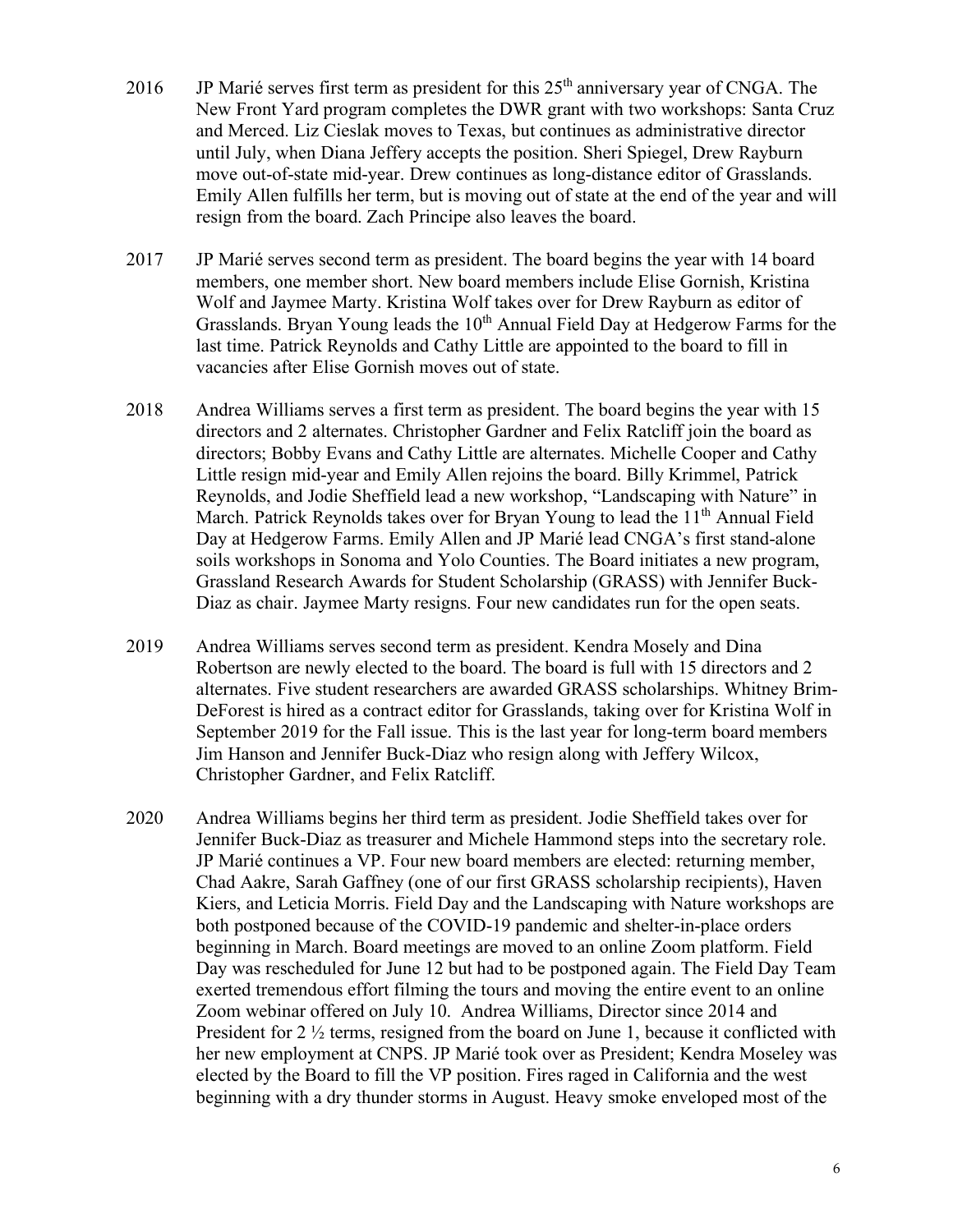2016 JP Marié serves first term as president for this 25th anniversary year of CNGA. The New Front Yard program completes the DWR grant with two workshops: Santa Cruz and Merced. Liz Cieslak moves to Texas, but continues as administrative director until July, when Diana Jeffery accepts the position. Sheri Spiegel, Drew Rayburn move out-of-state mid-year. Drew continues as long-distance editor of Grasslands. Emily Allen fulfills her term, but is moving out of state at the end of the year and will resign from the board. Zach Principe also leaves the board.

2017 JP Marié serves second term as president. The board begins the year with 14 board members, one member short. New board members include Elise Gornish, Kristina Wolf and Jaymee Marty. Kristina Wolf takes over for Drew Rayburn as editor of Grasslands. Bryan Young leads the 10th Annual Field Day at Hedgerow Farms for the last time. Patrick Reynolds and Cathy Little are appointed to the board to fill in vacancies after Elise Gornish moves out of state.

2018 Andrea Williams serves a first term as president. The board begins the year with 15 directors and 2 alternates. Christopher Gardner and Felix Ratcliff join the board as directors; Bobby Evans and Cathy Little are alternates. Michelle Cooper and Cathy Little resign mid-year and Emily Allen rejoins the board. Billy Krimmel, Patrick Reynolds, and Jodie Sheffield lead a new workshop, "Landscaping with Nature" in March. Patrick Reynolds takes over for Bryan Young to lead the 11th Annual Field Day at Hedgerow Farms. Emily Allen and JP Marié lead CNGA's first stand-alone soils workshops in Sonoma and Yolo Counties. The Board initiates a new program, Grassland Research Awards for Student Scholarship (GRASS) with Jennifer Buck-Diaz as chair. Jaymee Marty resigns. Four new candidates run for the open seats.

2019 Andrea Williams serves second term as president. Kendra Mosely and Dina Robertson are newly elected to the board. The board is full with 15 directors and 2 alternates. Five student researchers are awarded GRASS scholarships. Whitney Brim-DeForest is hired as a contract editor for Grasslands, taking over for Kristina Wolf in September 2019 for the Fall issue. This is the last year for long-term board members Jim Hanson and Jennifer Buck-Diaz who resign along with Jeffery Wilcox, Christopher Gardner, and Felix Ratcliff.

2020 Andrea Williams begins her third term as president. Jodie Sheffield takes over for Jennifer Buck-Diaz as treasurer and Michele Hammond steps into the secretary role. JP Marié continues a VP. Four new board members are elected: returning member, Chad Aakre, Sarah Gaffney (one of our first GRASS scholarship recipients), Haven Kiers, and Leticia Morris. Field Day and the Landscaping with Nature workshops are both postponed because of the COVID-19 pandemic and shelter-in-place orders beginning in March. Board meetings are moved to an online Zoom platform. Field Day was rescheduled for June 12 but had to be postponed again. The Field Day Team exerted tremendous effort filming the tours and moving the entire event to an online Zoom webinar offered on July 10. Andrea Williams, Director since 2014 and President for 2 ½ terms, resigned from the board on June 1, because it conflicted with her new employment at CNPS. JP Marié took over as President; Kendra Moseley was elected by the Board to fill the VP position. Fires raged in California and the west beginning with a dry thunder storms in August. Heavy smoke enveloped most of the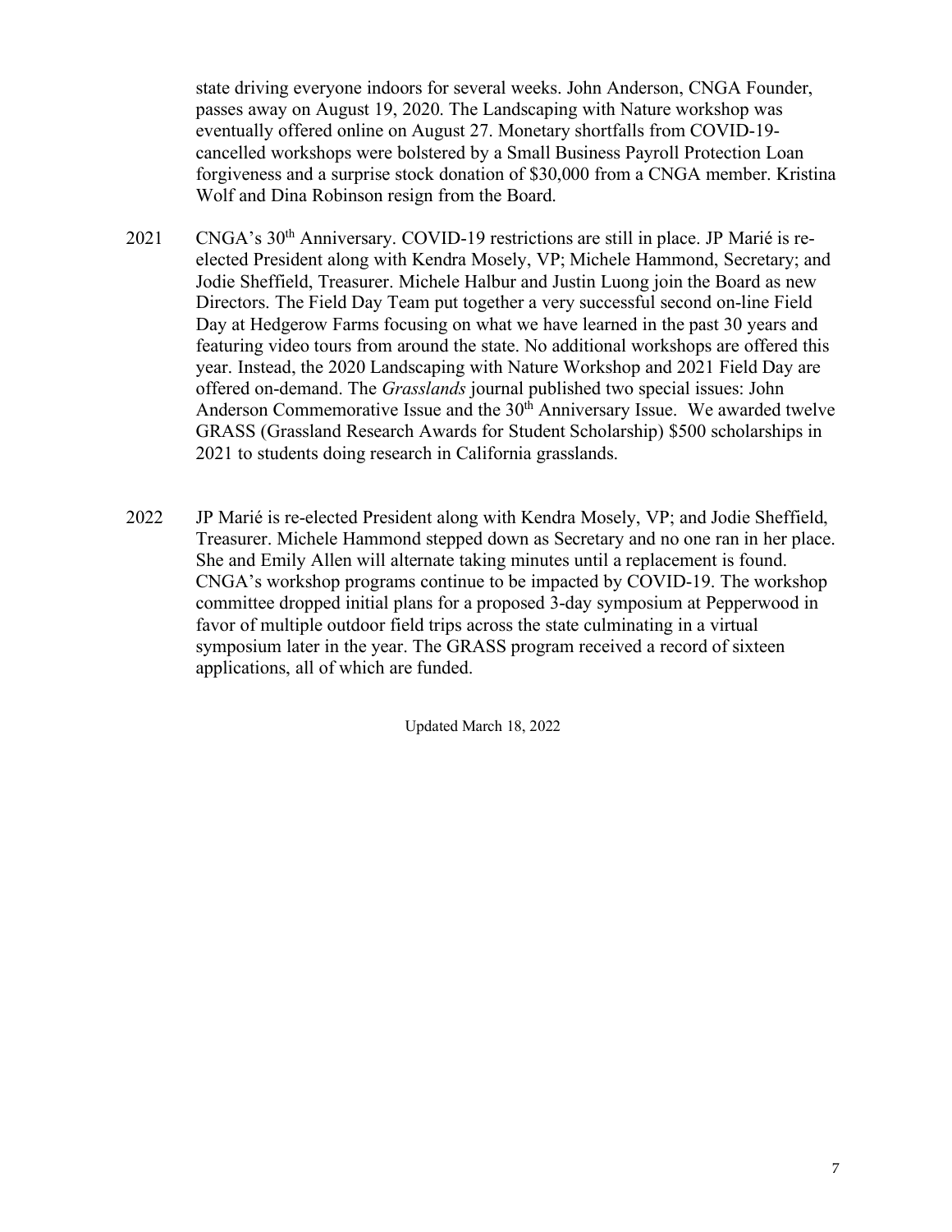state driving everyone indoors for several weeks. John Anderson, CNGA Founder, passes away on August 19, 2020. The Landscaping with Nature workshop was eventually offered online on August 27. Monetary shortfalls from COVID-19-cancelled workshops were bolstered by a Small Business Payroll Protection Loan forgiveness and a surprise stock donation of $30,000 from a CNGA member. Kristina Wolf and Dina Robinson resign from the Board.

2021 CNGA's 30th Anniversary. COVID-19 restrictions are still in place. JP Marié is re-elected President along with Kendra Mosely, VP; Michele Hammond, Secretary; and Jodie Sheffield, Treasurer. Michele Halbur and Justin Luong join the Board as new Directors. The Field Day Team put together a very successful second on-line Field Day at Hedgerow Farms focusing on what we have learned in the past 30 years and featuring video tours from around the state. No additional workshops are offered this year. Instead, the 2020 Landscaping with Nature Workshop and 2021 Field Day are offered on-demand. The *Grasslands* journal published two special issues: John Anderson Commemorative Issue and the 30th Anniversary Issue. We awarded twelve GRASS (Grassland Research Awards for Student Scholarship) $500 scholarships in 2021 to students doing research in California grasslands.

2022 JP Marié is re-elected President along with Kendra Mosely, VP; and Jodie Sheffield, Treasurer. Michele Hammond stepped down as Secretary and no one ran in her place. She and Emily Allen will alternate taking minutes until a replacement is found. CNGA's workshop programs continue to be impacted by COVID-19. The workshop committee dropped initial plans for a proposed 3-day symposium at Pepperwood in favor of multiple outdoor field trips across the state culminating in a virtual symposium later in the year. The GRASS program received a record of sixteen applications, all of which are funded.

Updated March 18, 2022